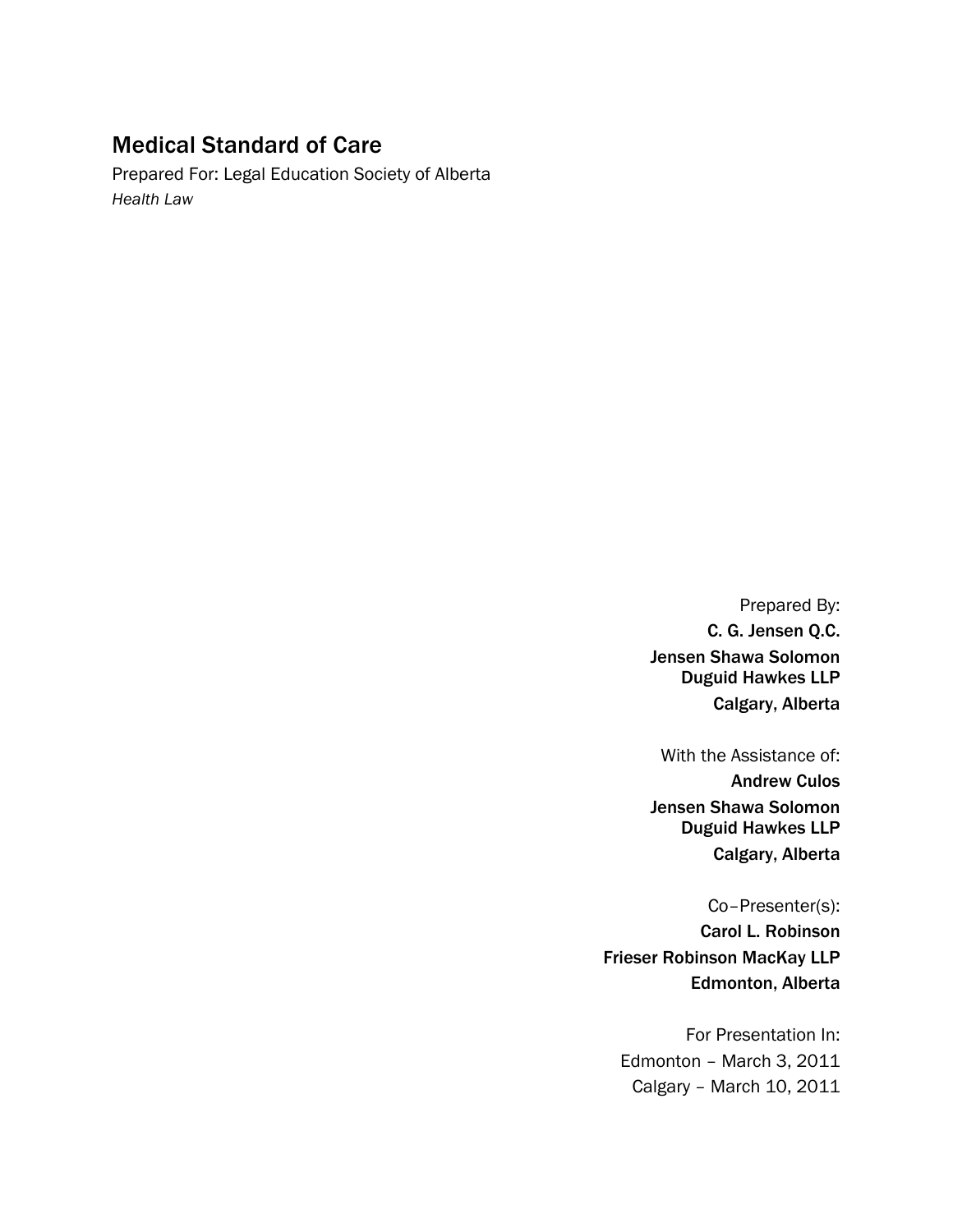# Medical Standard of Care

Prepared For: Legal Education Society of Alberta
*Health Law*

Prepared By:
**C. G. Jensen Q.C.**
**Jensen Shawa Solomon Duguid Hawkes LLP**
**Calgary, Alberta**

With the Assistance of:
**Andrew Culos**
**Jensen Shawa Solomon Duguid Hawkes LLP**
**Calgary, Alberta**

Co–Presenter(s):
**Carol L. Robinson**
**Frieser Robinson MacKay LLP**
**Edmonton, Alberta**

For Presentation In:
Edmonton – March 3, 2011
Calgary – March 10, 2011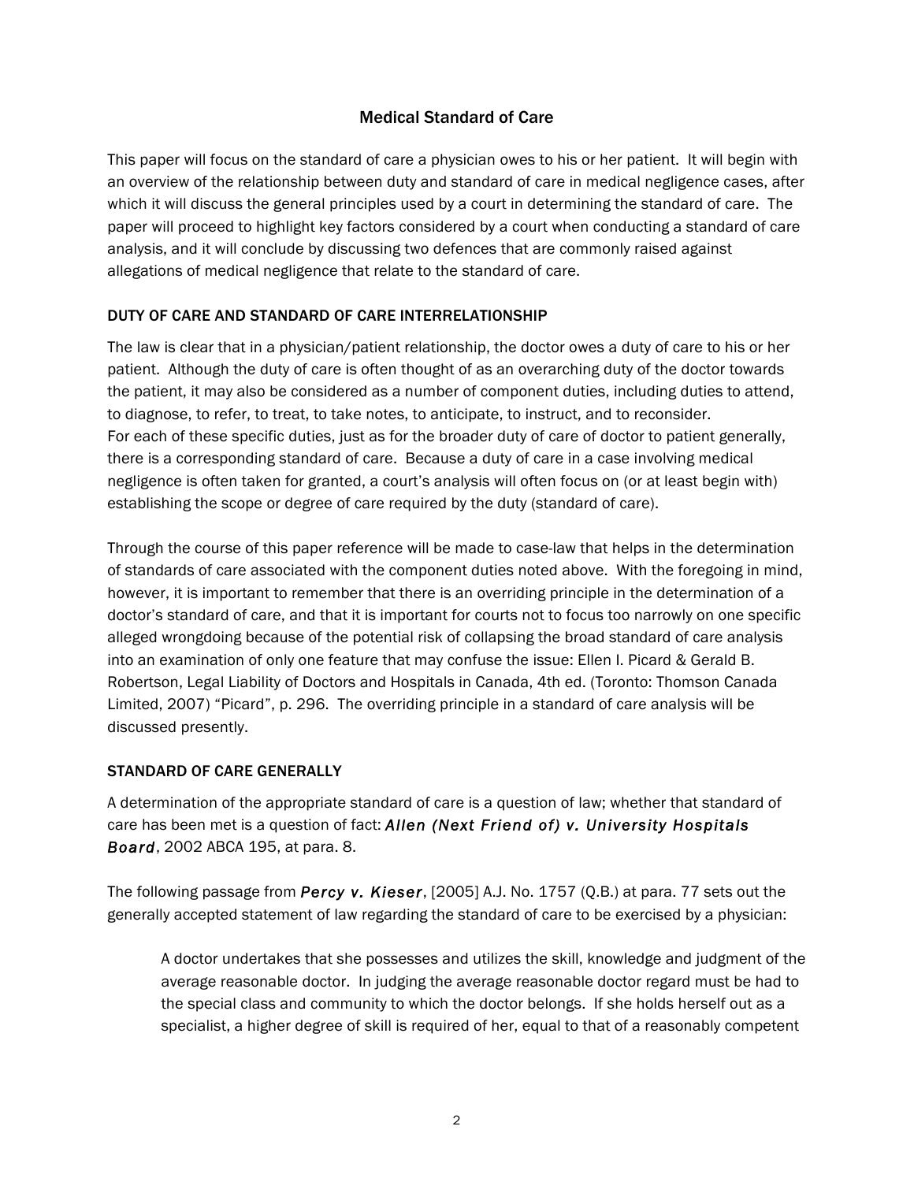## Medical Standard of Care

This paper will focus on the standard of care a physician owes to his or her patient. It will begin with an overview of the relationship between duty and standard of care in medical negligence cases, after which it will discuss the general principles used by a court in determining the standard of care. The paper will proceed to highlight key factors considered by a court when conducting a standard of care analysis, and it will conclude by discussing two defences that are commonly raised against allegations of medical negligence that relate to the standard of care.

### DUTY OF CARE AND STANDARD OF CARE INTERRELATIONSHIP

The law is clear that in a physician/patient relationship, the doctor owes a duty of care to his or her patient. Although the duty of care is often thought of as an overarching duty of the doctor towards the patient, it may also be considered as a number of component duties, including duties to attend, to diagnose, to refer, to treat, to take notes, to anticipate, to instruct, and to reconsider. For each of these specific duties, just as for the broader duty of care of doctor to patient generally, there is a corresponding standard of care. Because a duty of care in a case involving medical negligence is often taken for granted, a court's analysis will often focus on (or at least begin with) establishing the scope or degree of care required by the duty (standard of care).

Through the course of this paper reference will be made to case-law that helps in the determination of standards of care associated with the component duties noted above. With the foregoing in mind, however, it is important to remember that there is an overriding principle in the determination of a doctor's standard of care, and that it is important for courts not to focus too narrowly on one specific alleged wrongdoing because of the potential risk of collapsing the broad standard of care analysis into an examination of only one feature that may confuse the issue: Ellen I. Picard & Gerald B. Robertson, Legal Liability of Doctors and Hospitals in Canada, 4th ed. (Toronto: Thomson Canada Limited, 2007) "Picard", p. 296. The overriding principle in a standard of care analysis will be discussed presently.

### STANDARD OF CARE GENERALLY

A determination of the appropriate standard of care is a question of law; whether that standard of care has been met is a question of fact: ***Allen (Next Friend of) v. University Hospitals Board***, 2002 ABCA 195, at para. 8.

The following passage from ***Percy v. Kieser***, [2005] A.J. No. 1757 (Q.B.) at para. 77 sets out the generally accepted statement of law regarding the standard of care to be exercised by a physician:

> A doctor undertakes that she possesses and utilizes the skill, knowledge and judgment of the average reasonable doctor. In judging the average reasonable doctor regard must be had to the special class and community to which the doctor belongs. If she holds herself out as a specialist, a higher degree of skill is required of her, equal to that of a reasonably competent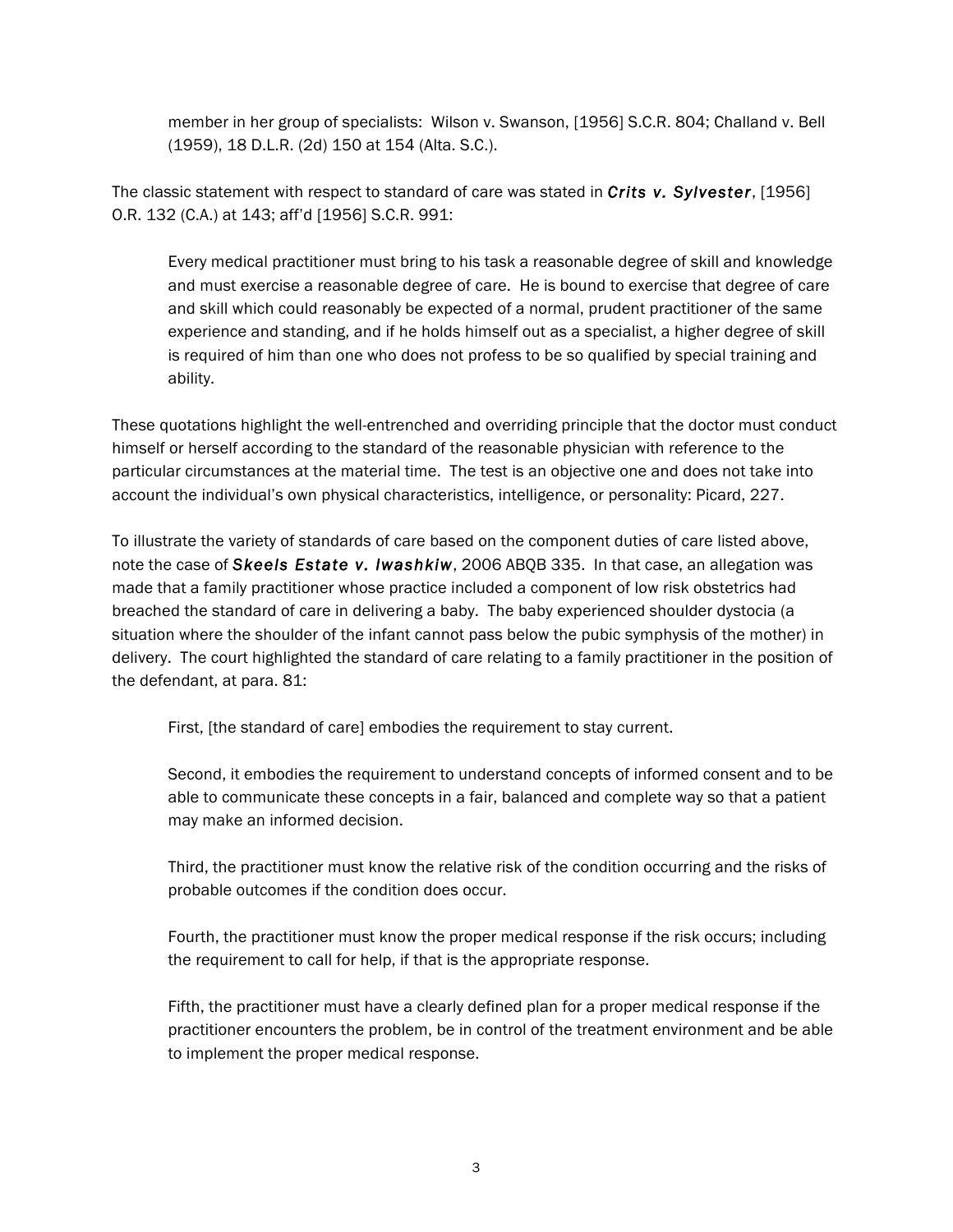member in her group of specialists: Wilson v. Swanson, [1956] S.C.R. 804; Challand v. Bell (1959), 18 D.L.R. (2d) 150 at 154 (Alta. S.C.).

The classic statement with respect to standard of care was stated in ***Crits v. Sylvester***, [1956] O.R. 132 (C.A.) at 143; aff'd [1956] S.C.R. 991:

> Every medical practitioner must bring to his task a reasonable degree of skill and knowledge and must exercise a reasonable degree of care. He is bound to exercise that degree of care and skill which could reasonably be expected of a normal, prudent practitioner of the same experience and standing, and if he holds himself out as a specialist, a higher degree of skill is required of him than one who does not profess to be so qualified by special training and ability.

These quotations highlight the well-entrenched and overriding principle that the doctor must conduct himself or herself according to the standard of the reasonable physician with reference to the particular circumstances at the material time. The test is an objective one and does not take into account the individual's own physical characteristics, intelligence, or personality: Picard, 227.

To illustrate the variety of standards of care based on the component duties of care listed above, note the case of ***Skeels Estate v. Iwashkiw***, 2006 ABQB 335. In that case, an allegation was made that a family practitioner whose practice included a component of low risk obstetrics had breached the standard of care in delivering a baby. The baby experienced shoulder dystocia (a situation where the shoulder of the infant cannot pass below the pubic symphysis of the mother) in delivery. The court highlighted the standard of care relating to a family practitioner in the position of the defendant, at para. 81:

> First, [the standard of care] embodies the requirement to stay current.
>
> Second, it embodies the requirement to understand concepts of informed consent and to be able to communicate these concepts in a fair, balanced and complete way so that a patient may make an informed decision.
>
> Third, the practitioner must know the relative risk of the condition occurring and the risks of probable outcomes if the condition does occur.
>
> Fourth, the practitioner must know the proper medical response if the risk occurs; including the requirement to call for help, if that is the appropriate response.
>
> Fifth, the practitioner must have a clearly defined plan for a proper medical response if the practitioner encounters the problem, be in control of the treatment environment and be able to implement the proper medical response.